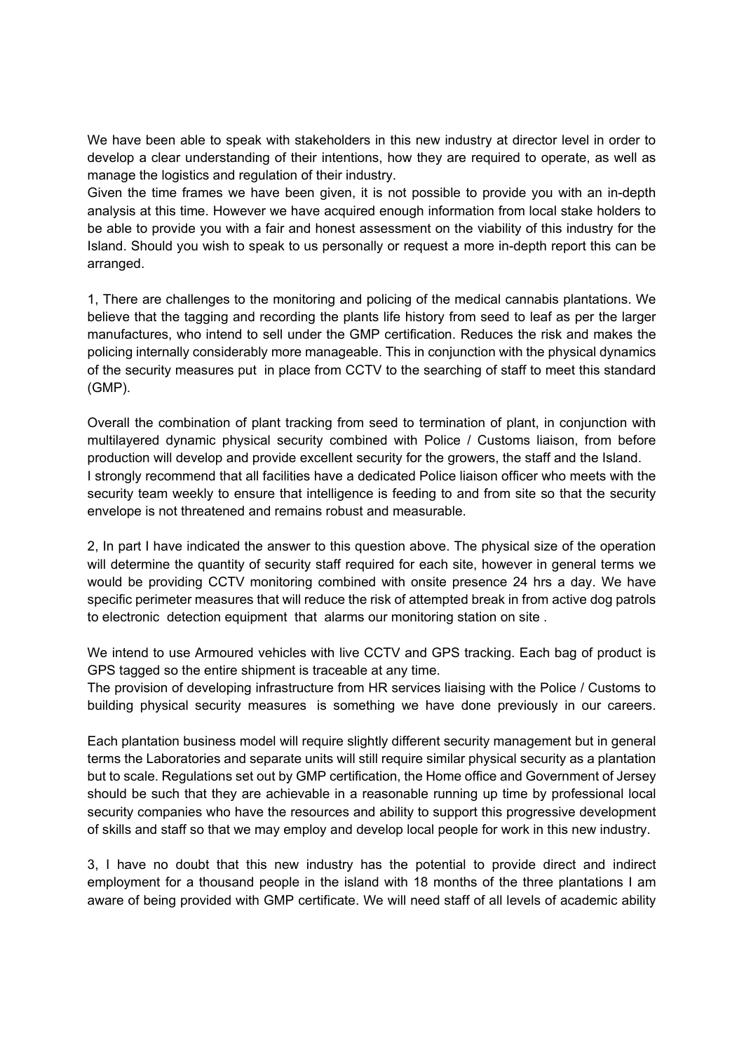We have been able to speak with stakeholders in this new industry at director level in order to develop a clear understanding of their intentions, how they are required to operate, as well as manage the logistics and regulation of their industry.
Given the time frames we have been given, it is not possible to provide you with an in-depth analysis at this time. However we have acquired enough information from local stake holders to be able to provide you with a fair and honest assessment on the viability of this industry for the Island. Should you wish to speak to us personally or request a more in-depth report this can be arranged.

1, There are challenges to the monitoring and policing of the medical cannabis plantations. We believe that the tagging and recording the plants life history from seed to leaf as per the larger manufactures, who intend to sell under the GMP certification. Reduces the risk and makes the policing internally considerably more manageable. This in conjunction with the physical dynamics of the security measures put in place from CCTV to the searching of staff to meet this standard (GMP).

Overall the combination of plant tracking from seed to termination of plant, in conjunction with multilayered dynamic physical security combined with Police / Customs liaison, from before production will develop and provide excellent security for the growers, the staff and the Island.
I strongly recommend that all facilities have a dedicated Police liaison officer who meets with the security team weekly to ensure that intelligence is feeding to and from site so that the security envelope is not threatened and remains robust and measurable.

2, In part I have indicated the answer to this question above. The physical size of the operation will determine the quantity of security staff required for each site, however in general terms we would be providing CCTV monitoring combined with onsite presence 24 hrs a day. We have specific perimeter measures that will reduce the risk of attempted break in from active dog patrols to electronic detection equipment that alarms our monitoring station on site .

We intend to use Armoured vehicles with live CCTV and GPS tracking. Each bag of product is GPS tagged so the entire shipment is traceable at any time.
The provision of developing infrastructure from HR services liaising with the Police / Customs to building physical security measures is something we have done previously in our careers.

Each plantation business model will require slightly different security management but in general terms the Laboratories and separate units will still require similar physical security as a plantation but to scale. Regulations set out by GMP certification, the Home office and Government of Jersey should be such that they are achievable in a reasonable running up time by professional local security companies who have the resources and ability to support this progressive development of skills and staff so that we may employ and develop local people for work in this new industry.

3, I have no doubt that this new industry has the potential to provide direct and indirect employment for a thousand people in the island with 18 months of the three plantations I am aware of being provided with GMP certificate. We will need staff of all levels of academic ability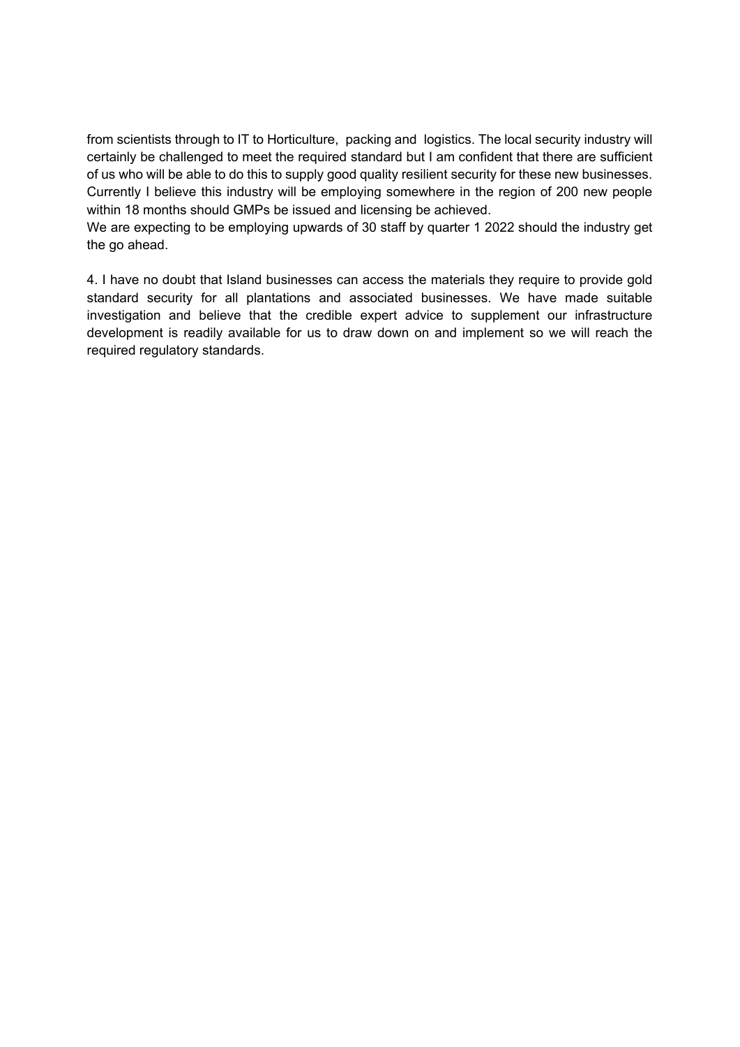from scientists through to IT to Horticulture, packing and logistics. The local security industry will certainly be challenged to meet the required standard but I am confident that there are sufficient of us who will be able to do this to supply good quality resilient security for these new businesses. Currently I believe this industry will be employing somewhere in the region of 200 new people within 18 months should GMPs be issued and licensing be achieved.
We are expecting to be employing upwards of 30 staff by quarter 1 2022 should the industry get the go ahead.

4. I have no doubt that Island businesses can access the materials they require to provide gold standard security for all plantations and associated businesses. We have made suitable investigation and believe that the credible expert advice to supplement our infrastructure development is readily available for us to draw down on and implement so we will reach the required regulatory standards.